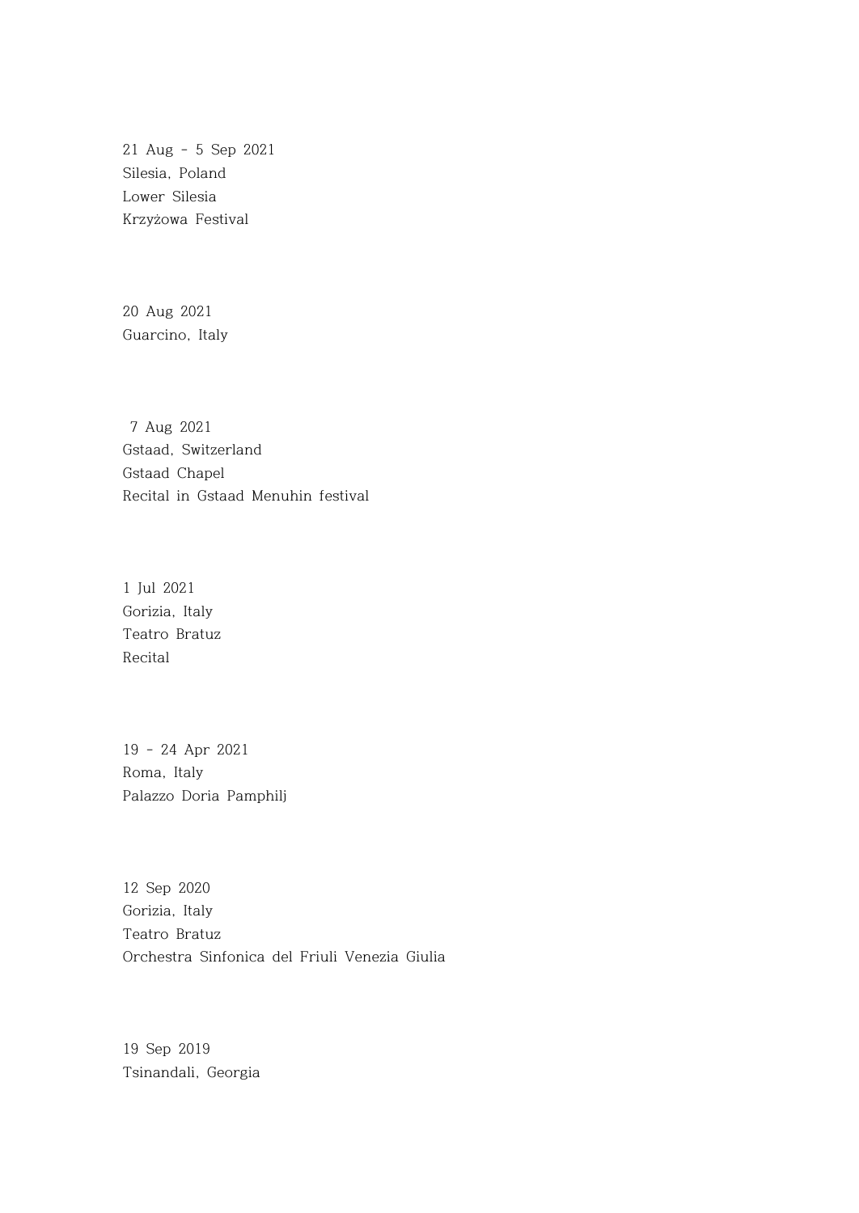21 Aug - 5 Sep 2021
Silesia, Poland
Lower Silesia
Krzyżowa Festival

20 Aug 2021
Guarcino, Italy

7 Aug 2021
Gstaad, Switzerland
Gstaad Chapel
Recital in Gstaad Menuhin festival

1 Jul 2021
Gorizia, Italy
Teatro Bratuz
Recital

19 - 24 Apr 2021
Roma, Italy
Palazzo Doria Pamphilj

12 Sep 2020
Gorizia, Italy
Teatro Bratuz
Orchestra Sinfonica del Friuli Venezia Giulia

19 Sep 2019
Tsinandali, Georgia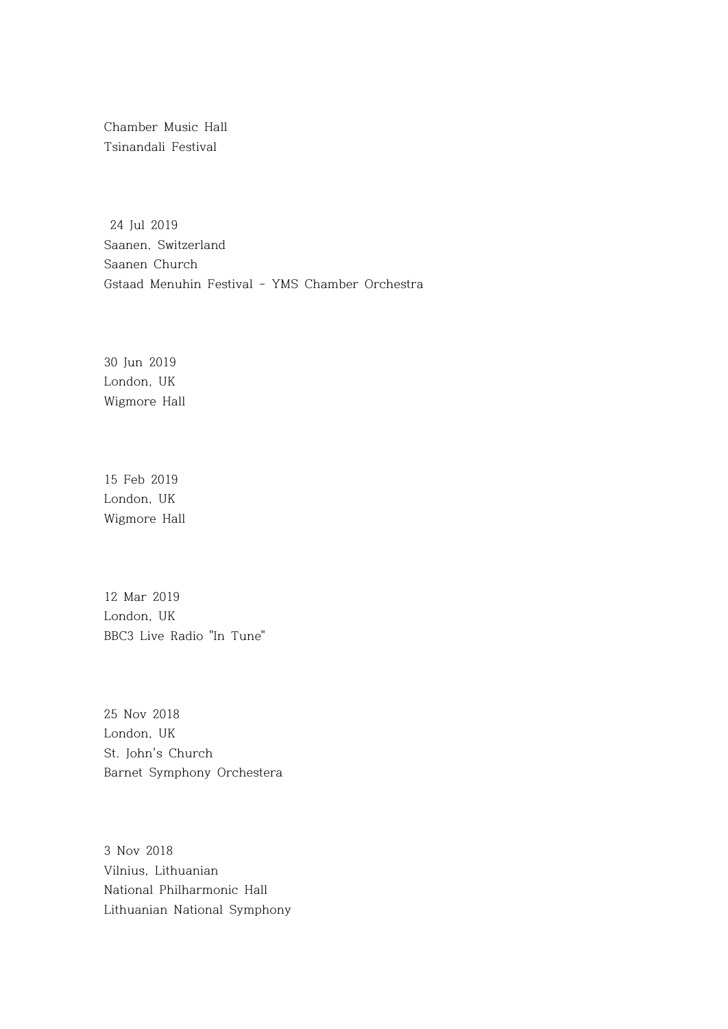Chamber Music Hall
Tsinandali Festival

24 Jul 2019
Saanen, Switzerland
Saanen Church
Gstaad Menuhin Festival - YMS Chamber Orchestra

30 Jun 2019
London, UK
Wigmore Hall

15 Feb 2019
London, UK
Wigmore Hall

12 Mar 2019
London, UK
BBC3 Live Radio "In Tune"

25 Nov 2018
London, UK
St. John's Church
Barnet Symphony Orchestera

3 Nov 2018
Vilnius, Lithuanian
National Philharmonic Hall
Lithuanian National Symphony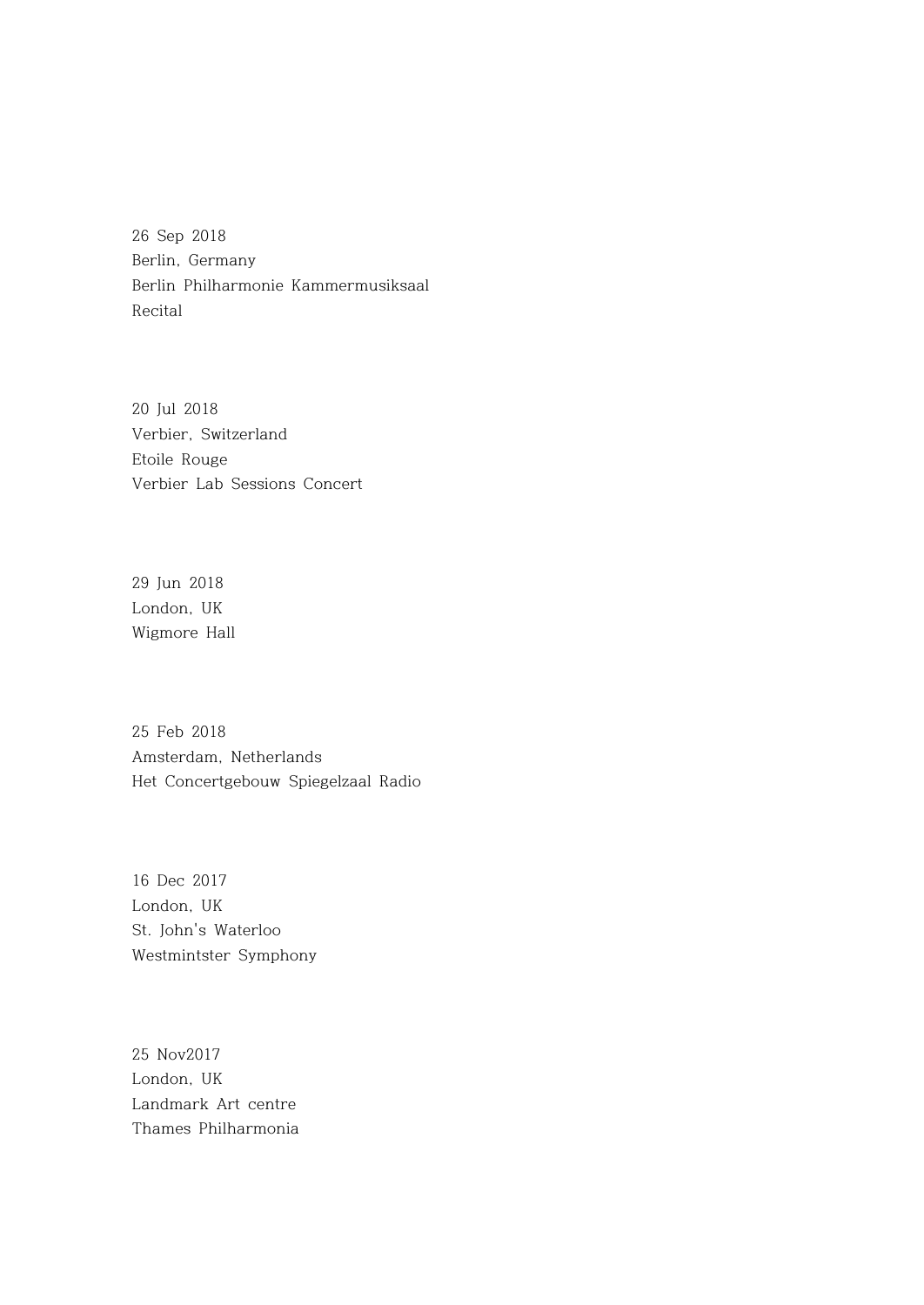26 Sep 2018
Berlin, Germany
Berlin Philharmonie Kammermusiksaal
Recital

20 Jul 2018
Verbier, Switzerland
Etoile Rouge
Verbier Lab Sessions Concert

29 Jun 2018
London, UK
Wigmore Hall

25 Feb 2018
Amsterdam, Netherlands
Het Concertgebouw Spiegelzaal Radio

16 Dec 2017
London, UK
St. John's Waterloo
Westmintster Symphony

25 Nov2017
London, UK
Landmark Art centre
Thames Philharmonia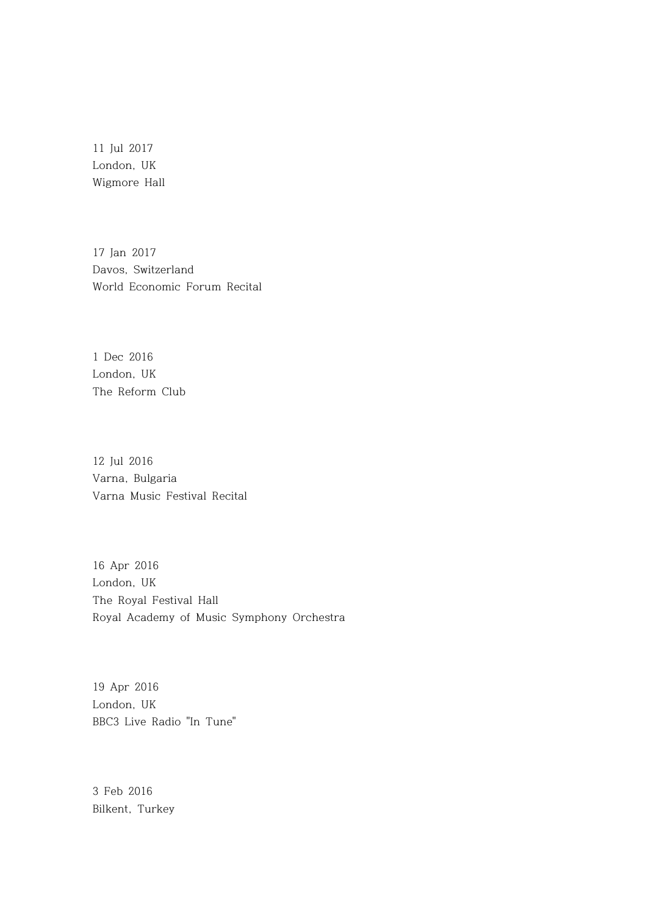11 Jul 2017
London, UK
Wigmore Hall

17 Jan 2017
Davos, Switzerland
World Economic Forum Recital

1 Dec 2016
London, UK
The Reform Club

12 Jul 2016
Varna, Bulgaria
Varna Music Festival Recital

16 Apr 2016
London, UK
The Royal Festival Hall
Royal Academy of Music Symphony Orchestra

19 Apr 2016
London, UK
BBC3 Live Radio "In Tune"

3 Feb 2016
Bilkent, Turkey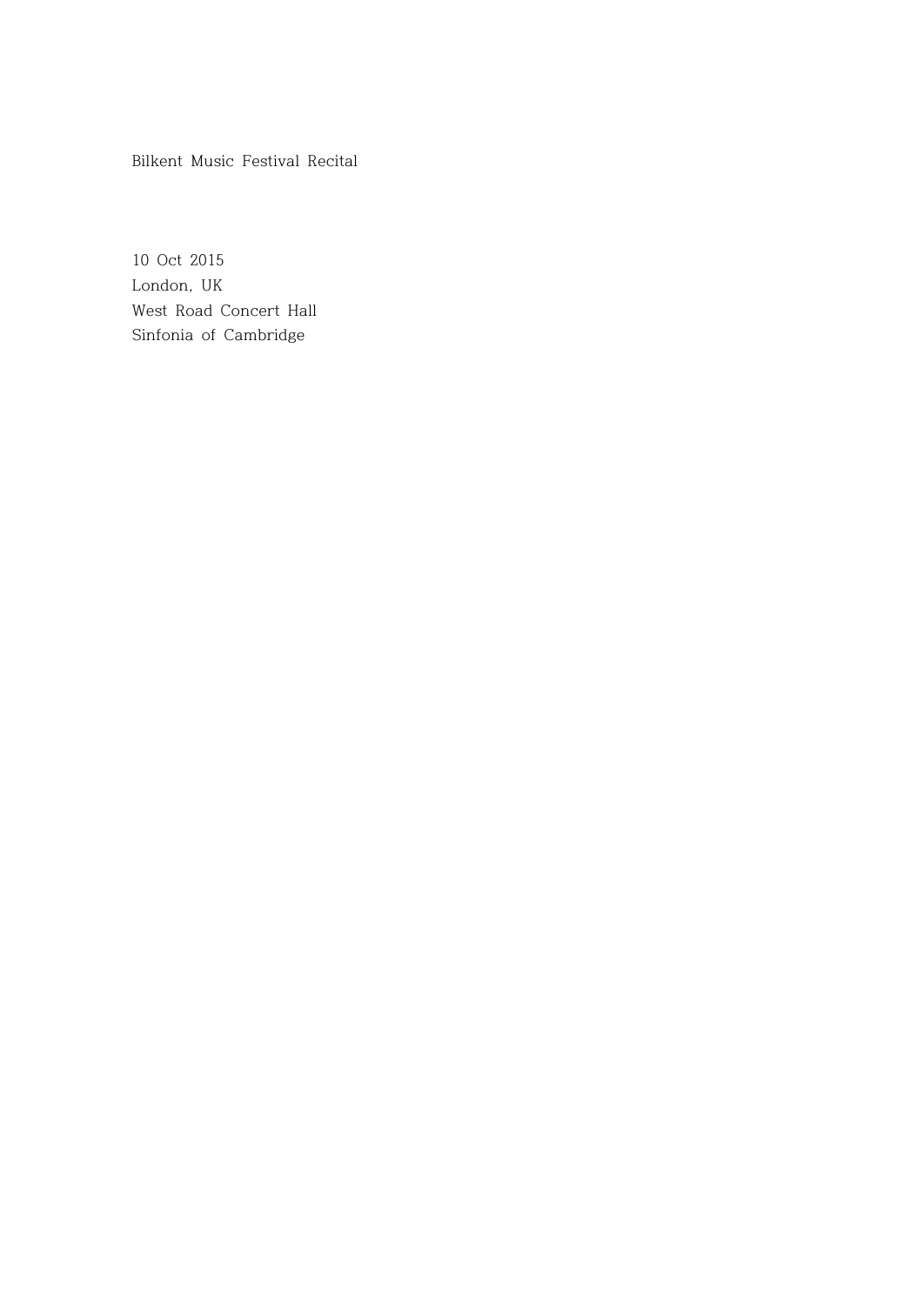Bilkent Music Festival Recital

10 Oct 2015
London, UK
West Road Concert Hall
Sinfonia of Cambridge